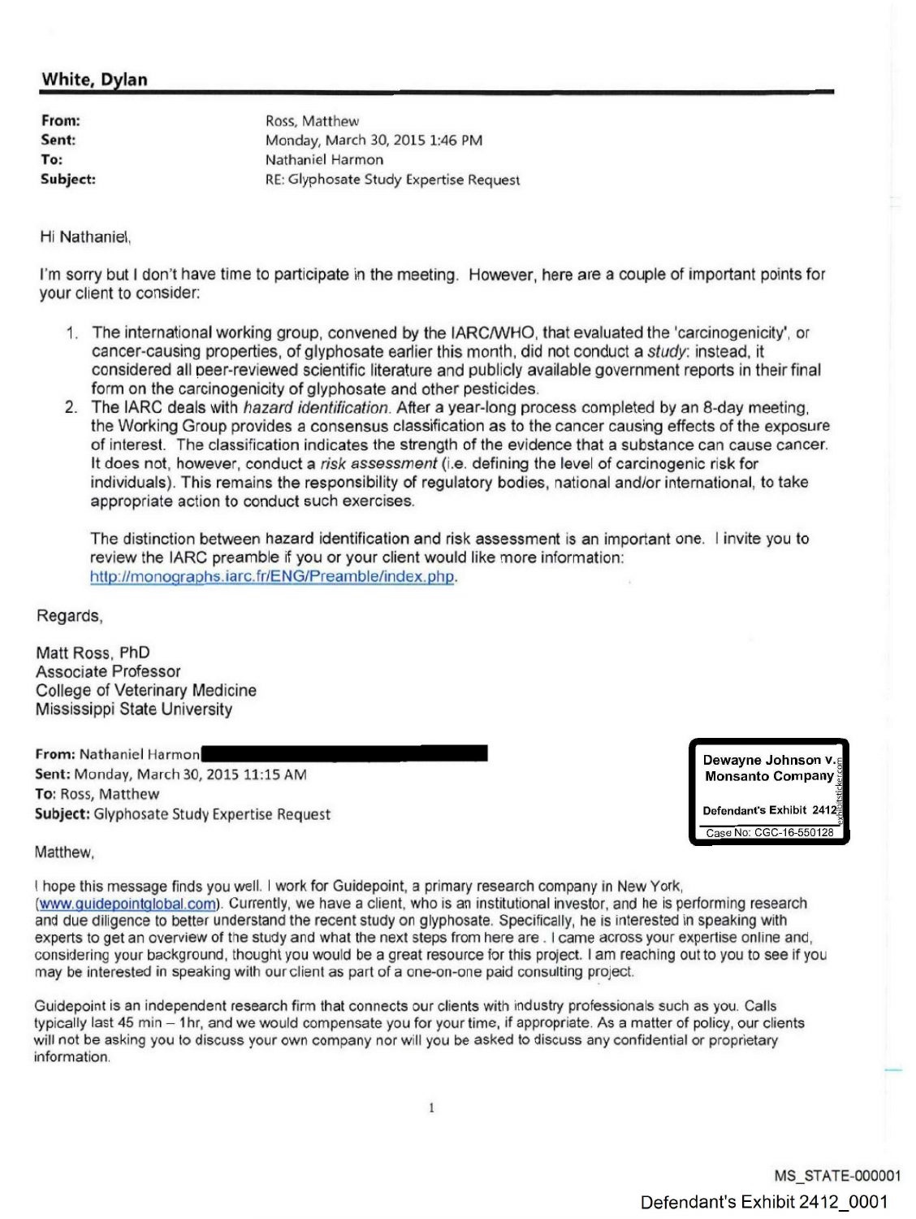## White, Dylan

**From:** Ross, Matthew
**Sent:** Monday, March 30, 2015 1:46 PM
**To:** Nathaniel Harmon
**Subject:** RE: Glyphosate Study Expertise Request

Hi Nathaniel,

I'm sorry but I don't have time to participate in the meeting. However, here are a couple of important points for your client to consider:

1. The international working group, convened by the IARC/WHO, that evaluated the 'carcinogenicity', or cancer-causing properties, of glyphosate earlier this month, did not conduct a *study*: instead, it considered all peer-reviewed scientific literature and publicly available government reports in their final form on the carcinogenicity of glyphosate and other pesticides.
2. The IARC deals with *hazard identification*. After a year-long process completed by an 8-day meeting, the Working Group provides a consensus classification as to the cancer causing effects of the exposure of interest. The classification indicates the strength of the evidence that a substance can cause cancer. It does not, however, conduct a *risk assessment* (i.e. defining the level of carcinogenic risk for individuals). This remains the responsibility of regulatory bodies, national and/or international, to take appropriate action to conduct such exercises.

   The distinction between hazard identification and risk assessment is an important one. I invite you to review the IARC preamble if you or your client would like more information: http://monographs.iarc.fr/ENG/Preamble/index.php.

Regards,

Matt Ross, PhD
Associate Professor
College of Veterinary Medicine
Mississippi State University

**From:** Nathaniel Harmon [REDACTED]
**Sent:** Monday, March 30, 2015 11:15 AM
**To:** Ross, Matthew
**Subject:** Glyphosate Study Expertise Request

Dewayne Johnson v. Monsanto Company
Defendant's Exhibit 2412
Case No: CGC-16-550128

Matthew,

I hope this message finds you well. I work for Guidepoint, a primary research company in New York, (www.guidepointglobal.com). Currently, we have a client, who is an institutional investor, and he is performing research and due diligence to better understand the recent study on glyphosate. Specifically, he is interested in speaking with experts to get an overview of the study and what the next steps from here are . I came across your expertise online and, considering your background, thought you would be a great resource for this project. I am reaching out to you to see if you may be interested in speaking with our client as part of a one-on-one paid consulting project.

Guidepoint is an independent research firm that connects our clients with industry professionals such as you. Calls typically last 45 min – 1hr, and we would compensate you for your time, if appropriate. As a matter of policy, our clients will not be asking you to discuss your own company nor will you be asked to discuss any confidential or proprietary information.

MS_STATE-000001

Defendant's Exhibit 2412_0001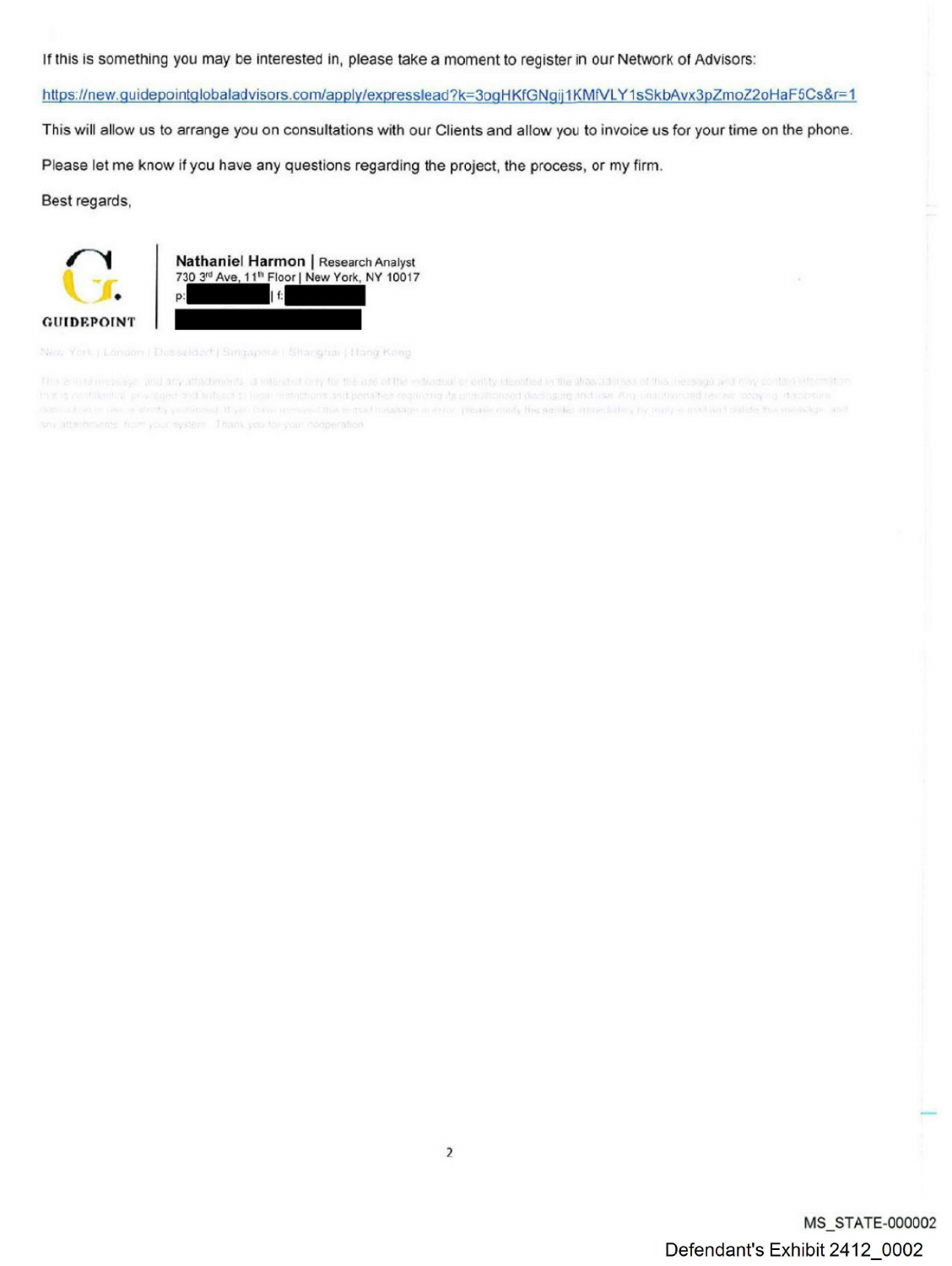If this is something you may be interested in, please take a moment to register in our Network of Advisors:

https://new.guidepointglobaladvisors.com/apply/expresslead?k=3ogHKfGNgjj1KMfVLY1sSkbAvx3pZmoZ2oHaF5Cs&r=1

This will allow us to arrange you on consultations with our Clients and allow you to invoice us for your time on the phone.

Please let me know if you have any questions regarding the project, the process, or my firm.

Best regards,

GUIDEPOINT

**Nathaniel Harmon** | Research Analyst
730 3rd Ave, 11th Floor | New York, NY 10017
p: [REDACTED] | f: [REDACTED]
[REDACTED]

New York | London | Dusseldorf | Singapore | Shanghai | Hong Kong

MS_STATE-000002

Defendant's Exhibit 2412_0002